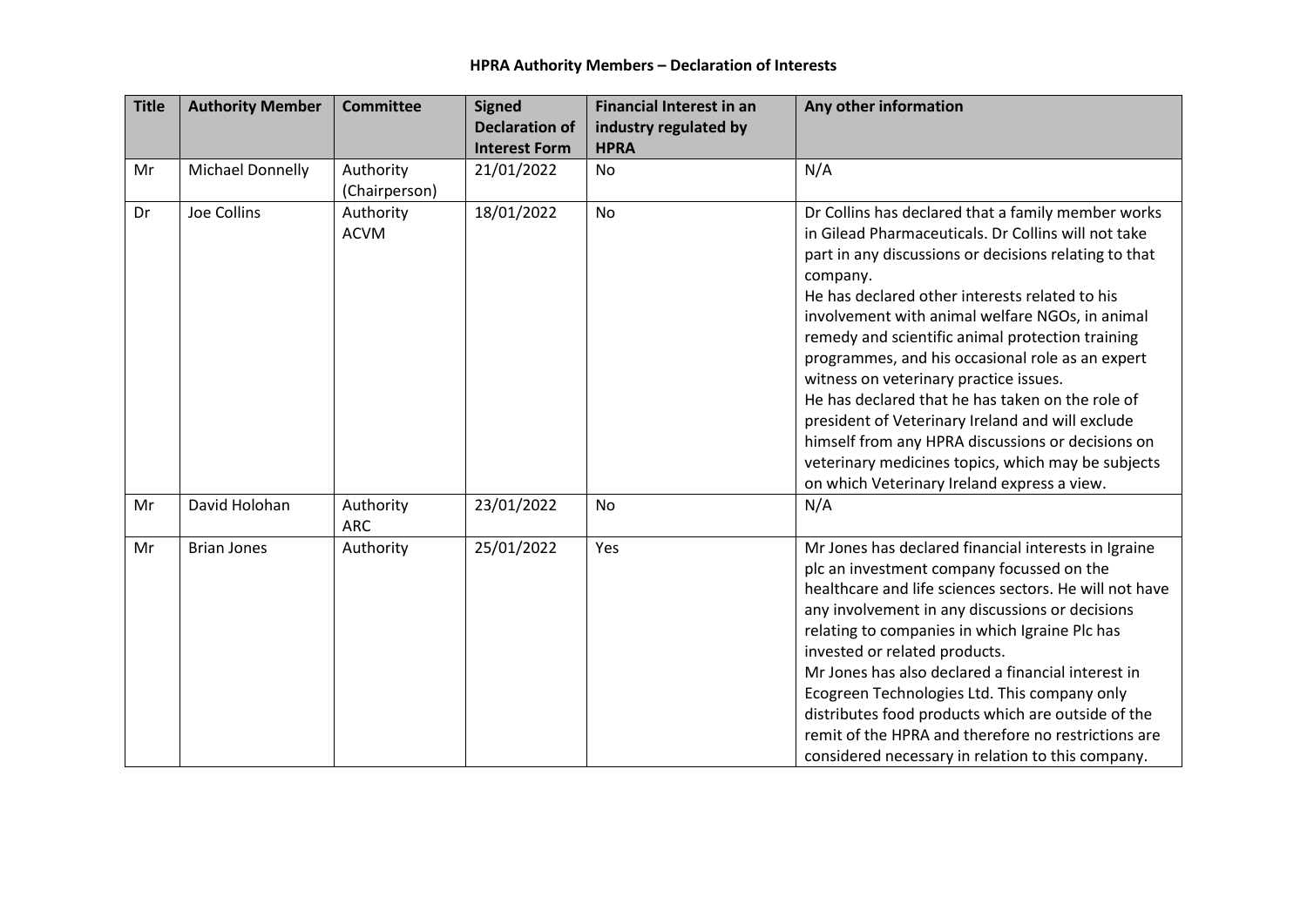# HPRA Authority Members – Declaration of Interests

| Title | Authority Member | Committee | Signed Declaration of Interest Form | Financial Interest in an industry regulated by HPRA | Any other information |
|---|---|---|---|---|---|
| Mr | Michael Donnelly | Authority (Chairperson) | 21/01/2022 | No | N/A |
| Dr | Joe Collins | Authority ACVM | 18/01/2022 | No | Dr Collins has declared that a family member works in Gilead Pharmaceuticals. Dr Collins will not take part in any discussions or decisions relating to that company. He has declared other interests related to his involvement with animal welfare NGOs, in animal remedy and scientific animal protection training programmes, and his occasional role as an expert witness on veterinary practice issues. He has declared that he has taken on the role of president of Veterinary Ireland and will exclude himself from any HPRA discussions or decisions on veterinary medicines topics, which may be subjects on which Veterinary Ireland express a view. |
| Mr | David Holohan | Authority ARC | 23/01/2022 | No | N/A |
| Mr | Brian Jones | Authority | 25/01/2022 | Yes | Mr Jones has declared financial interests in Igraine plc an investment company focussed on the healthcare and life sciences sectors. He will not have any involvement in any discussions or decisions relating to companies in which Igraine Plc has invested or related products. Mr Jones has also declared a financial interest in Ecogreen Technologies Ltd. This company only distributes food products which are outside of the remit of the HPRA and therefore no restrictions are considered necessary in relation to this company. |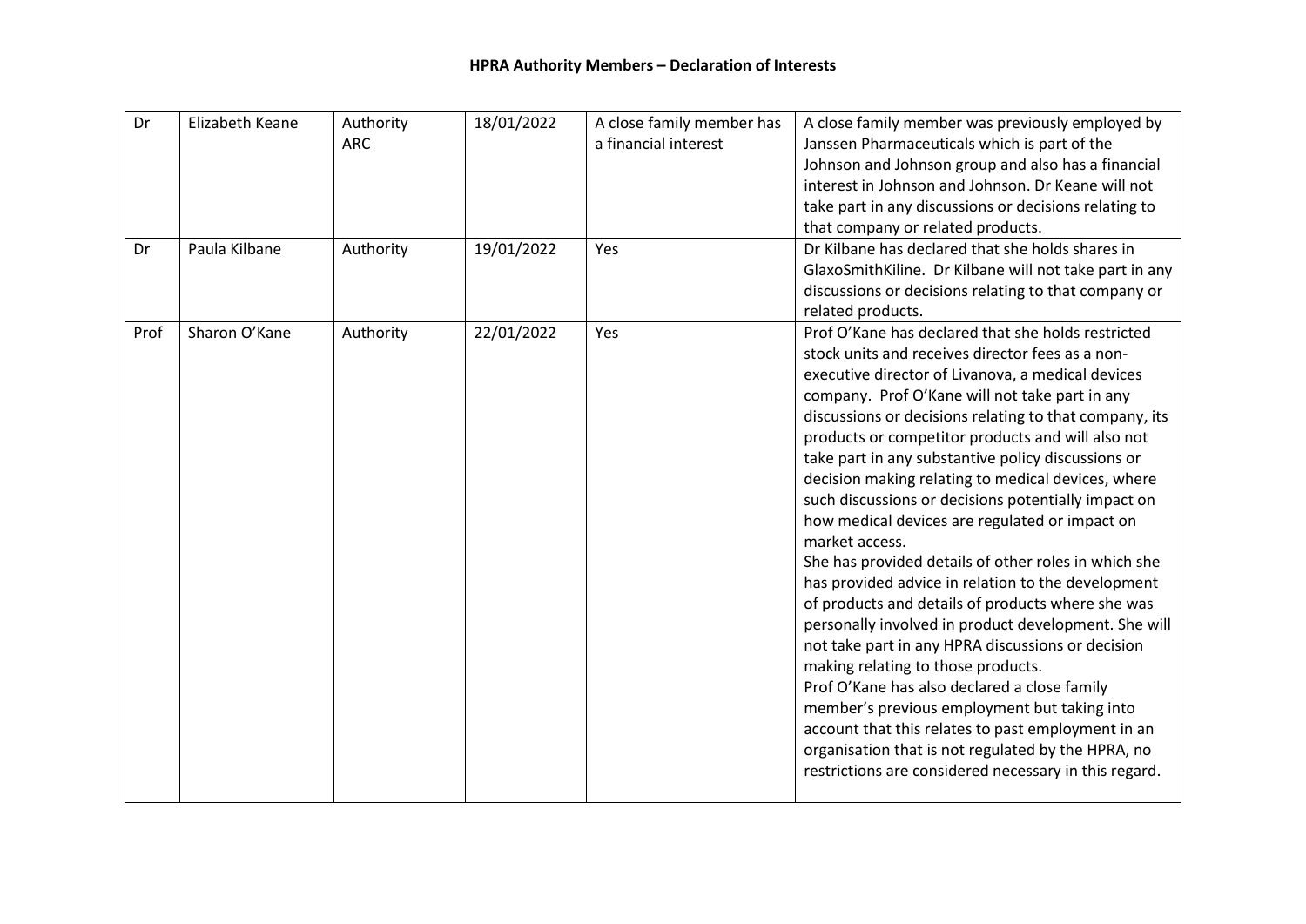## HPRA Authority Members – Declaration of Interests

| | | | | | |
|---|---|---|---|---|---|
| Dr | Elizabeth Keane | Authority ARC | 18/01/2022 | A close family member has a financial interest | A close family member was previously employed by Janssen Pharmaceuticals which is part of the Johnson and Johnson group and also has a financial interest in Johnson and Johnson. Dr Keane will not take part in any discussions or decisions relating to that company or related products. |
| Dr | Paula Kilbane | Authority | 19/01/2022 | Yes | Dr Kilbane has declared that she holds shares in GlaxoSmithKiline. Dr Kilbane will not take part in any discussions or decisions relating to that company or related products. |
| Prof | Sharon O'Kane | Authority | 22/01/2022 | Yes | Prof O'Kane has declared that she holds restricted stock units and receives director fees as a non-executive director of Livanova, a medical devices company. Prof O'Kane will not take part in any discussions or decisions relating to that company, its products or competitor products and will also not take part in any substantive policy discussions or decision making relating to medical devices, where such discussions or decisions potentially impact on how medical devices are regulated or impact on market access.<br>She has provided details of other roles in which she has provided advice in relation to the development of products and details of products where she was personally involved in product development. She will not take part in any HPRA discussions or decision making relating to those products.<br>Prof O'Kane has also declared a close family member's previous employment but taking into account that this relates to past employment in an organisation that is not regulated by the HPRA, no restrictions are considered necessary in this regard. |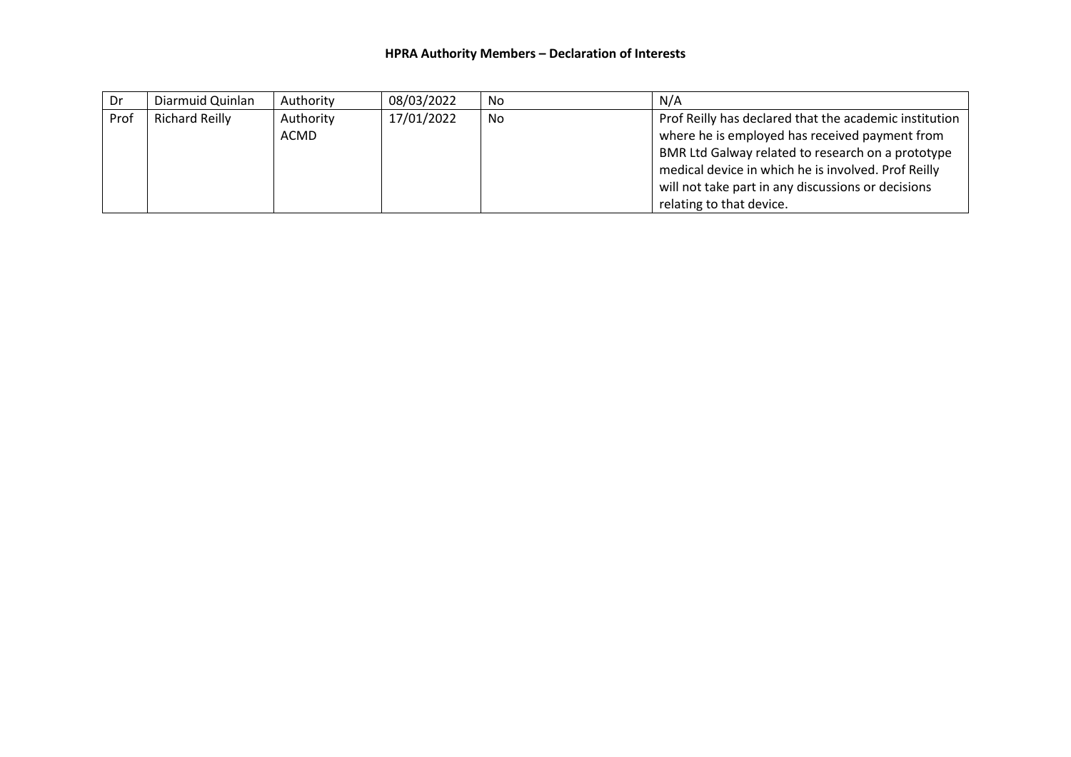**HPRA Authority Members – Declaration of Interests**

| | | | | | |
|---|---|---|---|---|---|
| Dr | Diarmuid Quinlan | Authority | 08/03/2022 | No | N/A |
| Prof | Richard Reilly | Authority ACMD | 17/01/2022 | No | Prof Reilly has declared that the academic institution where he is employed has received payment from BMR Ltd Galway related to research on a prototype medical device in which he is involved. Prof Reilly will not take part in any discussions or decisions relating to that device. |